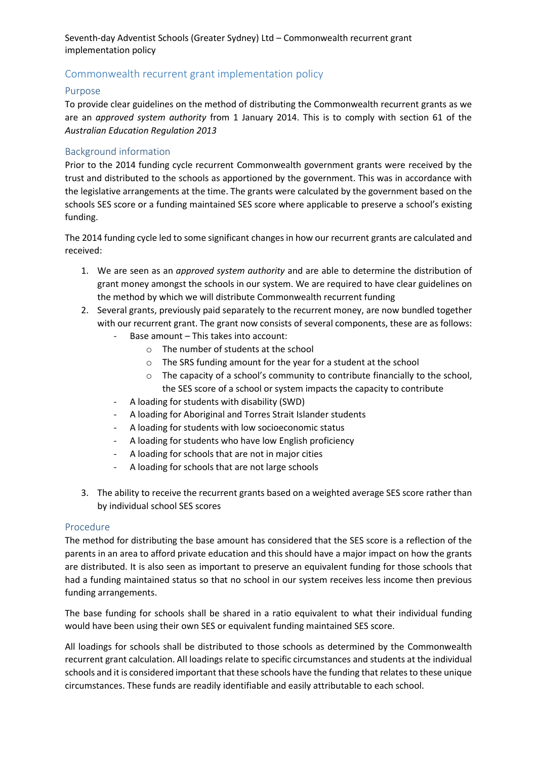# Commonwealth recurrent grant implementation policy

## Purpose

To provide clear guidelines on the method of distributing the Commonwealth recurrent grants as we are an *approved system authority* from 1 January 2014. This is to comply with section 61 of the *Australian Education Regulation 2013*

## Background information

Prior to the 2014 funding cycle recurrent Commonwealth government grants were received by the trust and distributed to the schools as apportioned by the government. This was in accordance with the legislative arrangements at the time. The grants were calculated by the government based on the schools SES score or a funding maintained SES score where applicable to preserve a school's existing funding.

The 2014 funding cycle led to some significant changes in how our recurrent grants are calculated and received:

1. We are seen as an *approved system authority* and are able to determine the distribution of grant money amongst the schools in our system. We are required to have clear guidelines on the method by which we will distribute Commonwealth recurrent funding
2. Several grants, previously paid separately to the recurrent money, are now bundled together with our recurrent grant. The grant now consists of several components, these are as follows:
   - Base amount – This takes into account:
     - The number of students at the school
     - The SRS funding amount for the year for a student at the school
     - The capacity of a school's community to contribute financially to the school, the SES score of a school or system impacts the capacity to contribute
   - A loading for students with disability (SWD)
   - A loading for Aboriginal and Torres Strait Islander students
   - A loading for students with low socioeconomic status
   - A loading for students who have low English proficiency
   - A loading for schools that are not in major cities
   - A loading for schools that are not large schools
3. The ability to receive the recurrent grants based on a weighted average SES score rather than by individual school SES scores

## Procedure

The method for distributing the base amount has considered that the SES score is a reflection of the parents in an area to afford private education and this should have a major impact on how the grants are distributed. It is also seen as important to preserve an equivalent funding for those schools that had a funding maintained status so that no school in our system receives less income then previous funding arrangements.

The base funding for schools shall be shared in a ratio equivalent to what their individual funding would have been using their own SES or equivalent funding maintained SES score.

All loadings for schools shall be distributed to those schools as determined by the Commonwealth recurrent grant calculation. All loadings relate to specific circumstances and students at the individual schools and it is considered important that these schools have the funding that relates to these unique circumstances. These funds are readily identifiable and easily attributable to each school.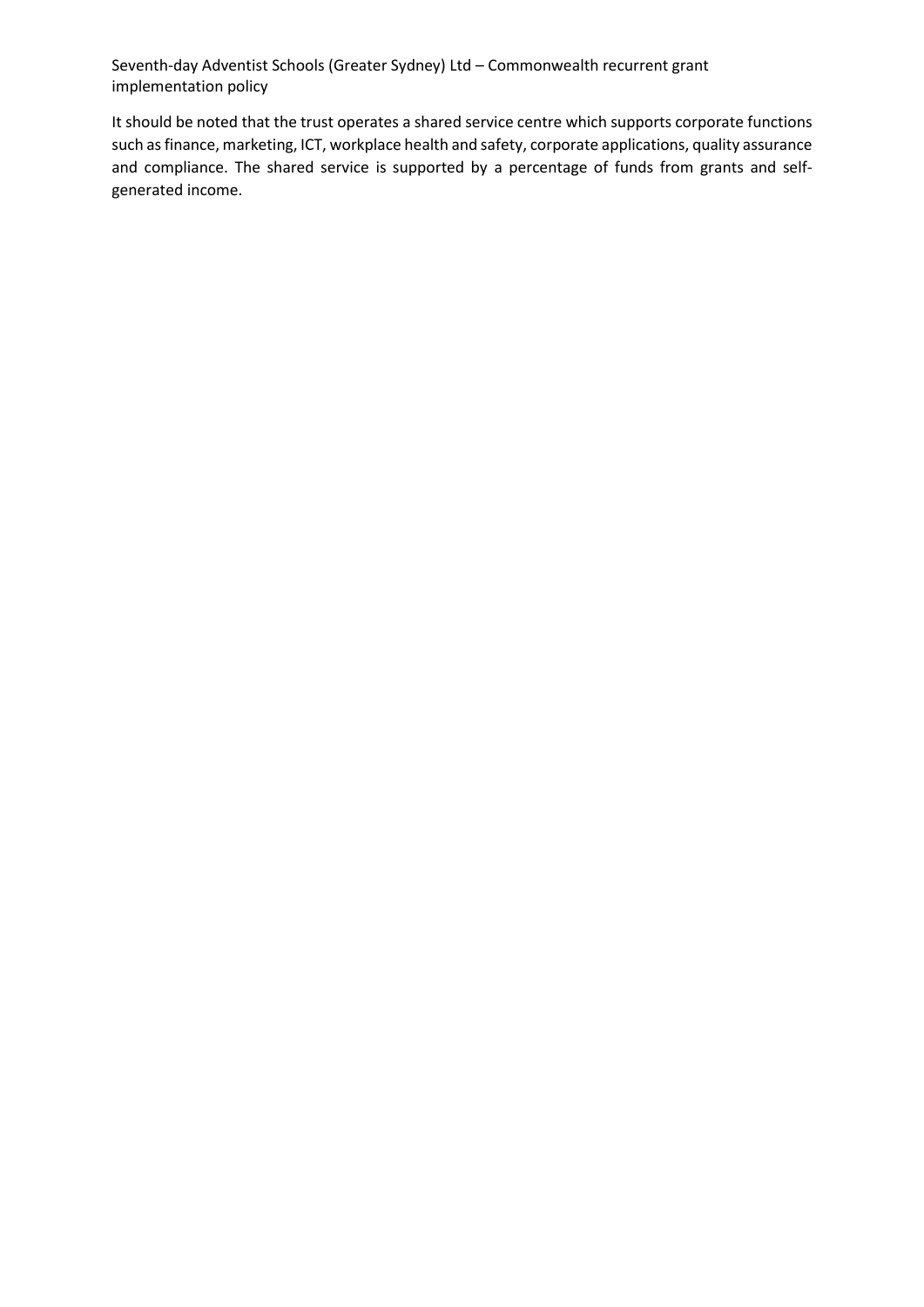It should be noted that the trust operates a shared service centre which supports corporate functions such as finance, marketing, ICT, workplace health and safety, corporate applications, quality assurance and compliance. The shared service is supported by a percentage of funds from grants and self-generated income.